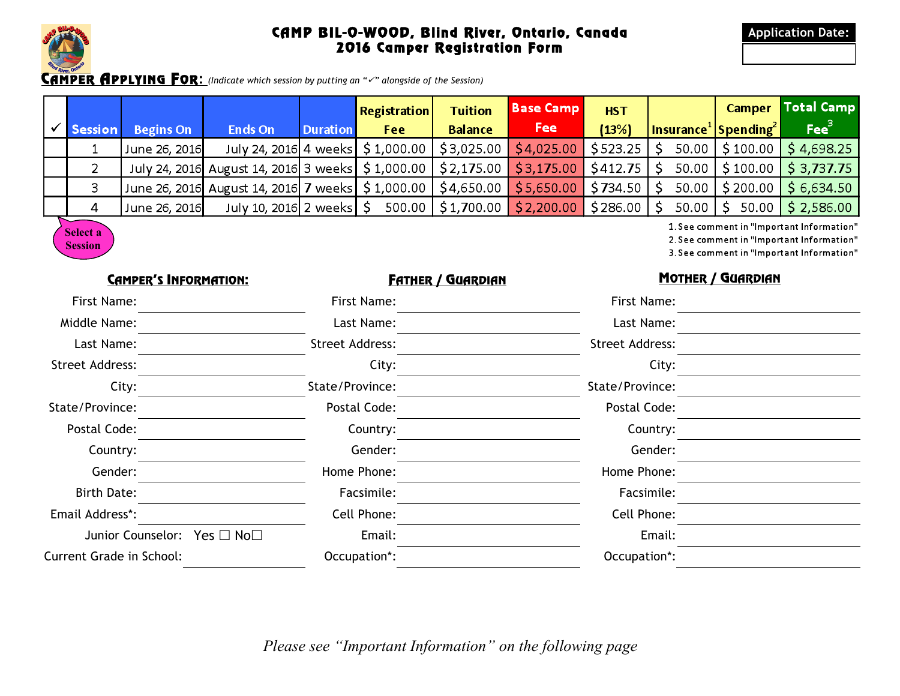# CAMP BIL-O-WOOD, Blind River, Ontario, Canada
## 2016 Camper Registration Form

**Application Date:**

**CAMPER APPLYING FOR:** *(Indicate which session by putting an "✓" alongside of the Session)*

| ✓ | Session | Begins On | Ends On | Duration | Registration Fee | Tuition Balance | Base Camp Fee | HST (13%) | Insurance[1] | Camper Spending[2] | Total Camp Fee[3] |
|---|---|---|---|---|---|---|---|---|---|---|---|
| | 1 | June 26, 2016 | July 24, 2016 | 4 weeks | $ 1,000.00 | $3,025.00 | $4,025.00 | $523.25 | $ 50.00 | $ 100.00 | $ 4,698.25 |
| | 2 | July 24, 2016 | August 14, 2016 | 3 weeks | $ 1,000.00 | $2,175.00 | $3,175.00 | $412.75 | $ 50.00 | $ 100.00 | $ 3,737.75 |
| | 3 | June 26, 2016 | August 14, 2016 | 7 weeks | $ 1,000.00 | $4,650.00 | $5,650.00 | $734.50 | $ 50.00 | $ 200.00 | $ 6,634.50 |
| | 4 | June 26, 2016 | July 10, 2016 | 2 weeks | $ 500.00 | $1,700.00 | $2,200.00 | $286.00 | $ 50.00 | $ 50.00 | $ 2,586.00 |

Select a Session

1. See comment in "Important Information"
2. See comment in "Important Information"
3. See comment in "Important Information"

### CAMPER'S INFORMATION:

First Name: \_\_\_\_\_\_\_\_\_\_\_\_

Middle Name: \_\_\_\_\_\_\_\_\_\_\_\_

Last Name: \_\_\_\_\_\_\_\_\_\_\_\_

Street Address: \_\_\_\_\_\_\_\_\_\_\_\_

City: \_\_\_\_\_\_\_\_\_\_\_\_

State/Province: \_\_\_\_\_\_\_\_\_\_\_\_

Postal Code: \_\_\_\_\_\_\_\_\_\_\_\_

Country: \_\_\_\_\_\_\_\_\_\_\_\_

Gender: \_\_\_\_\_\_\_\_\_\_\_\_

Birth Date: \_\_\_\_\_\_\_\_\_\_\_\_

Email Address*: \_\_\_\_\_\_\_\_\_\_\_\_

Junior Counselor: Yes ☐ No☐

Current Grade in School: \_\_\_\_\_\_\_\_\_\_\_\_

### FATHER / GUARDIAN

First Name: \_\_\_\_\_\_\_\_\_\_\_\_

Last Name: \_\_\_\_\_\_\_\_\_\_\_\_

Street Address: \_\_\_\_\_\_\_\_\_\_\_\_

City: \_\_\_\_\_\_\_\_\_\_\_\_

State/Province: \_\_\_\_\_\_\_\_\_\_\_\_

Postal Code: \_\_\_\_\_\_\_\_\_\_\_\_

Country: \_\_\_\_\_\_\_\_\_\_\_\_

Gender: \_\_\_\_\_\_\_\_\_\_\_\_

Home Phone: \_\_\_\_\_\_\_\_\_\_\_\_

Facsimile: \_\_\_\_\_\_\_\_\_\_\_\_

Cell Phone: \_\_\_\_\_\_\_\_\_\_\_\_

Email: \_\_\_\_\_\_\_\_\_\_\_\_

Occupation*: \_\_\_\_\_\_\_\_\_\_\_\_

### MOTHER / GUARDIAN

First Name: \_\_\_\_\_\_\_\_\_\_\_\_

Last Name: \_\_\_\_\_\_\_\_\_\_\_\_

Street Address: \_\_\_\_\_\_\_\_\_\_\_\_

City: \_\_\_\_\_\_\_\_\_\_\_\_

State/Province: \_\_\_\_\_\_\_\_\_\_\_\_

Postal Code: \_\_\_\_\_\_\_\_\_\_\_\_

Country: \_\_\_\_\_\_\_\_\_\_\_\_

Gender: \_\_\_\_\_\_\_\_\_\_\_\_

Home Phone: \_\_\_\_\_\_\_\_\_\_\_\_

Facsimile: \_\_\_\_\_\_\_\_\_\_\_\_

Cell Phone: \_\_\_\_\_\_\_\_\_\_\_\_

Email: \_\_\_\_\_\_\_\_\_\_\_\_

Occupation*: \_\_\_\_\_\_\_\_\_\_\_\_

*Please see "Important Information" on the following page*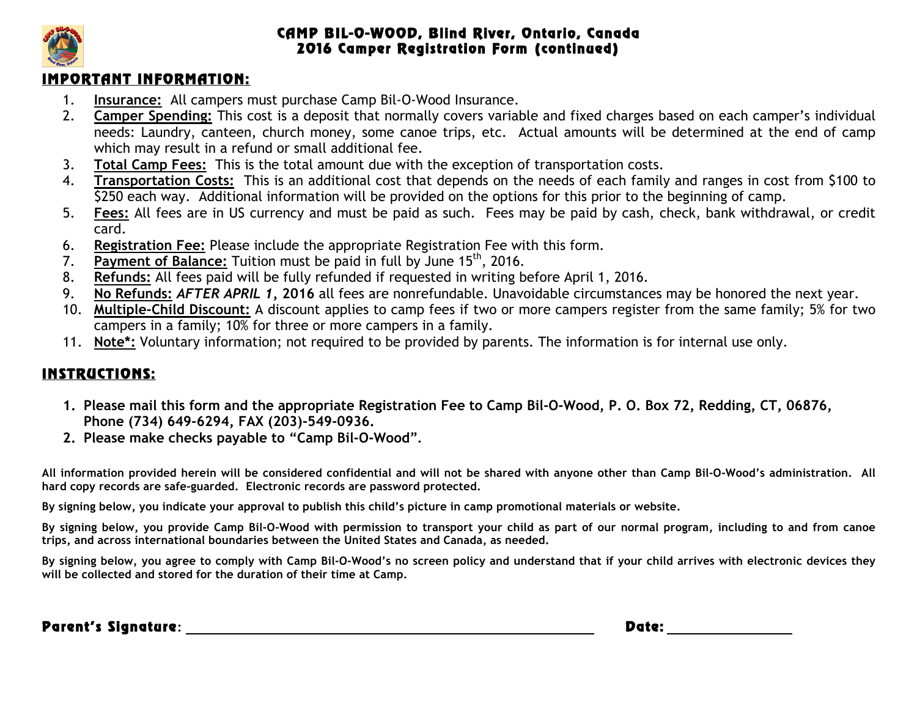# CAMP BIL-O-WOOD, Blind River, Ontario, Canada
# 2016 Camper Registration Form (continued)

## IMPORTANT INFORMATION:

1. **Insurance:** All campers must purchase Camp Bil-O-Wood Insurance.
2. **Camper Spending:** This cost is a deposit that normally covers variable and fixed charges based on each camper's individual needs: Laundry, canteen, church money, some canoe trips, etc. Actual amounts will be determined at the end of camp which may result in a refund or small additional fee.
3. **Total Camp Fees:** This is the total amount due with the exception of transportation costs.
4. **Transportation Costs:** This is an additional cost that depends on the needs of each family and ranges in cost from $100 to $250 each way. Additional information will be provided on the options for this prior to the beginning of camp.
5. **Fees:** All fees are in US currency and must be paid as such. Fees may be paid by cash, check, bank withdrawal, or credit card.
6. **Registration Fee:** Please include the appropriate Registration Fee with this form.
7. **Payment of Balance:** Tuition must be paid in full by June 15th, 2016.
8. **Refunds:** All fees paid will be fully refunded if requested in writing before April 1, 2016.
9. **No Refunds:** ***AFTER APRIL 1*, 2016** all fees are nonrefundable. Unavoidable circumstances may be honored the next year.
10. **Multiple-Child Discount:** A discount applies to camp fees if two or more campers register from the same family; 5% for two campers in a family; 10% for three or more campers in a family.
11. **Note*:** Voluntary information; not required to be provided by parents. The information is for internal use only.

## INSTRUCTIONS:

1. **Please mail this form and the appropriate Registration Fee to Camp Bil-O-Wood, P. O. Box 72, Redding, CT, 06876, Phone (734) 649-6294, FAX (203)-549-0936.**
2. **Please make checks payable to "Camp Bil-O-Wood".**

**All information provided herein will be considered confidential and will not be shared with anyone other than Camp Bil-O-Wood's administration. All hard copy records are safe-guarded. Electronic records are password protected.**

**By signing below, you indicate your approval to publish this child's picture in camp promotional materials or website.**

**By signing below, you provide Camp Bil-O-Wood with permission to transport your child as part of our normal program, including to and from canoe trips, and across international boundaries between the United States and Canada, as needed.**

**By signing below, you agree to comply with Camp Bil-O-Wood's no screen policy and understand that if your child arrives with electronic devices they will be collected and stored for the duration of their time at Camp.**

**Parent's Signature**: ______________________________ **Date:** ______________